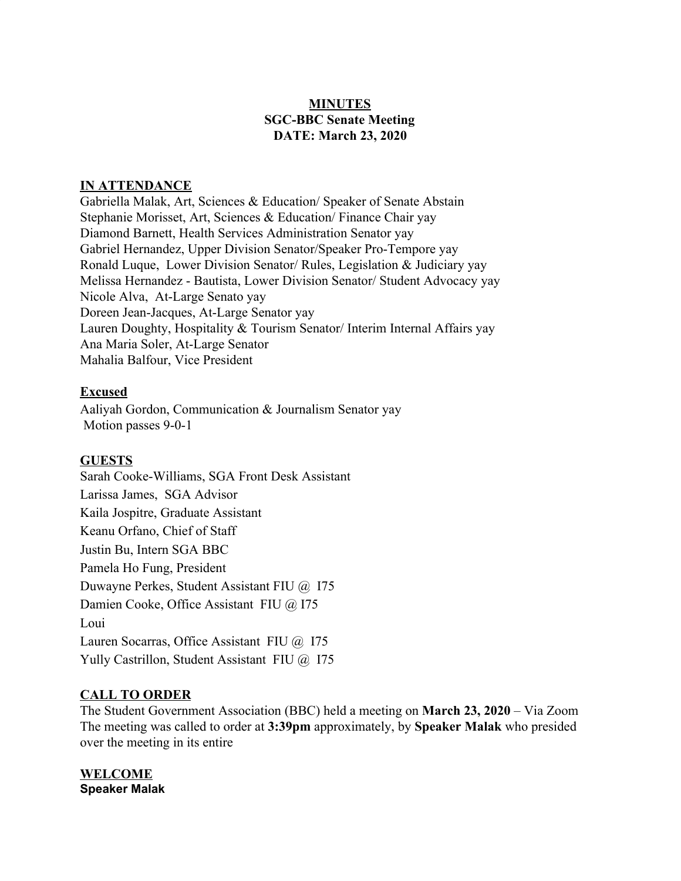**MINUTES**
**SGC-BBC Senate Meeting**
**DATE: March 23, 2020**

**IN ATTENDANCE**

Gabriella Malak, Art, Sciences & Education/ Speaker of Senate Abstain
Stephanie Morisset, Art, Sciences & Education/ Finance Chair yay
Diamond Barnett, Health Services Administration Senator yay
Gabriel Hernandez, Upper Division Senator/Speaker Pro-Tempore yay
Ronald Luque, Lower Division Senator/ Rules, Legislation & Judiciary yay
Melissa Hernandez - Bautista, Lower Division Senator/ Student Advocacy yay
Nicole Alva, At-Large Senato yay
Doreen Jean-Jacques, At-Large Senator yay
Lauren Doughty, Hospitality & Tourism Senator/ Interim Internal Affairs yay
Ana Maria Soler, At-Large Senator
Mahalia Balfour, Vice President

**Excused**

Aaliyah Gordon, Communication & Journalism Senator yay
Motion passes 9-0-1

**GUESTS**

Sarah Cooke-Williams, SGA Front Desk Assistant
Larissa James, SGA Advisor
Kaila Jospitre, Graduate Assistant
Keanu Orfano, Chief of Staff
Justin Bu, Intern SGA BBC
Pamela Ho Fung, President
Duwayne Perkes, Student Assistant FIU @ I75
Damien Cooke, Office Assistant FIU @ I75
Loui
Lauren Socarras, Office Assistant FIU @ I75
Yully Castrillon, Student Assistant FIU @ I75

**CALL TO ORDER**

The Student Government Association (BBC) held a meeting on **March 23, 2020** – Via Zoom
The meeting was called to order at **3:39pm** approximately, by **Speaker Malak** who presided over the meeting in its entire

**WELCOME**
**Speaker Malak**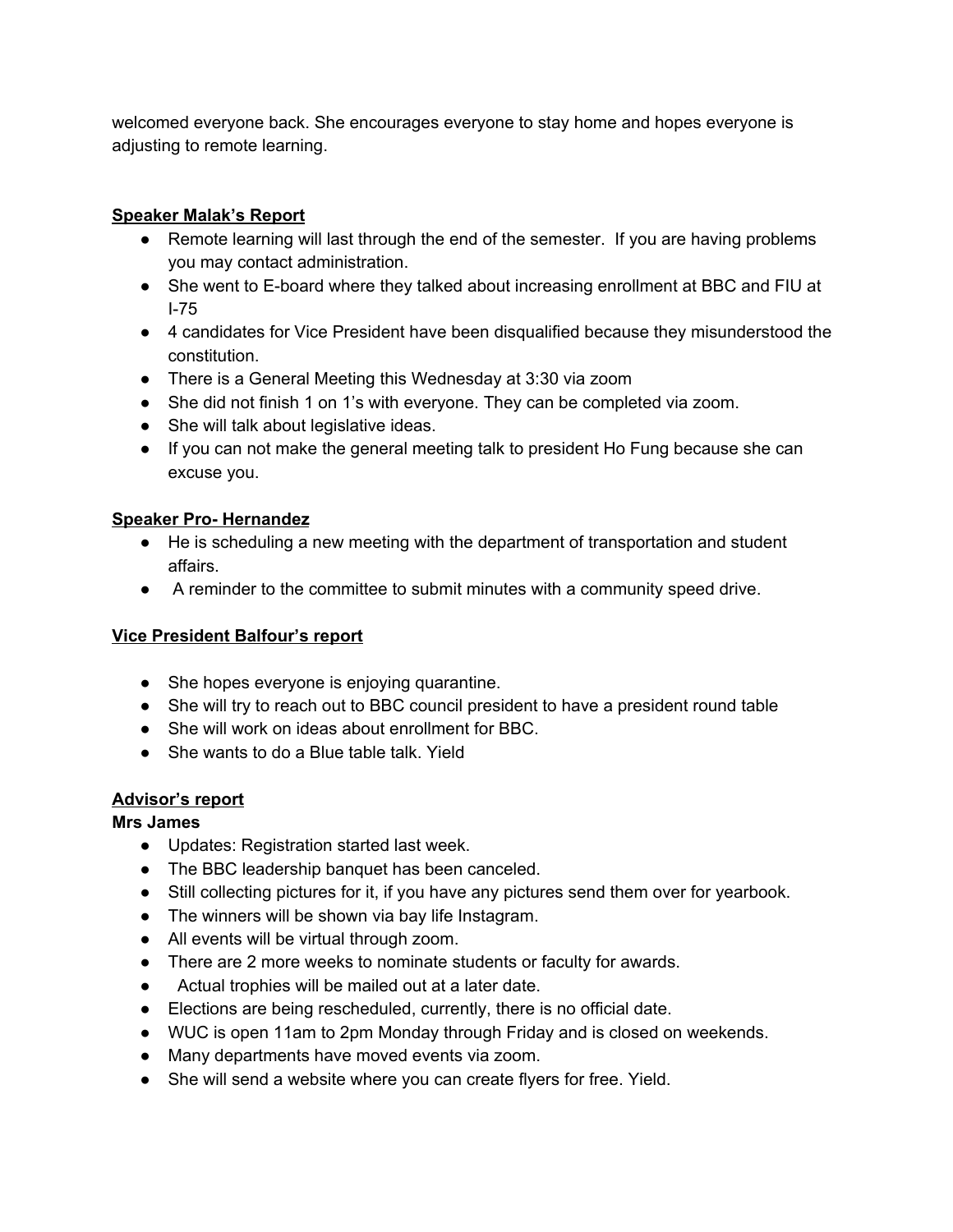welcomed everyone back. She encourages everyone to stay home and hopes everyone is adjusting to remote learning.

**Speaker Malak's Report**

- Remote learning will last through the end of the semester. If you are having problems you may contact administration.
- She went to E-board where they talked about increasing enrollment at BBC and FIU at I-75
- 4 candidates for Vice President have been disqualified because they misunderstood the constitution.
- There is a General Meeting this Wednesday at 3:30 via zoom
- She did not finish 1 on 1's with everyone. They can be completed via zoom.
- She will talk about legislative ideas.
- If you can not make the general meeting talk to president Ho Fung because she can excuse you.

**Speaker Pro- Hernandez**

- He is scheduling a new meeting with the department of transportation and student affairs.
- A reminder to the committee to submit minutes with a community speed drive.

**Vice President Balfour's report**

- She hopes everyone is enjoying quarantine.
- She will try to reach out to BBC council president to have a president round table
- She will work on ideas about enrollment for BBC.
- She wants to do a Blue table talk. Yield

**Advisor's report**

**Mrs James**

- Updates: Registration started last week.
- The BBC leadership banquet has been canceled.
- Still collecting pictures for it, if you have any pictures send them over for yearbook.
- The winners will be shown via bay life Instagram.
- All events will be virtual through zoom.
- There are 2 more weeks to nominate students or faculty for awards.
- Actual trophies will be mailed out at a later date.
- Elections are being rescheduled, currently, there is no official date.
- WUC is open 11am to 2pm Monday through Friday and is closed on weekends.
- Many departments have moved events via zoom.
- She will send a website where you can create flyers for free. Yield.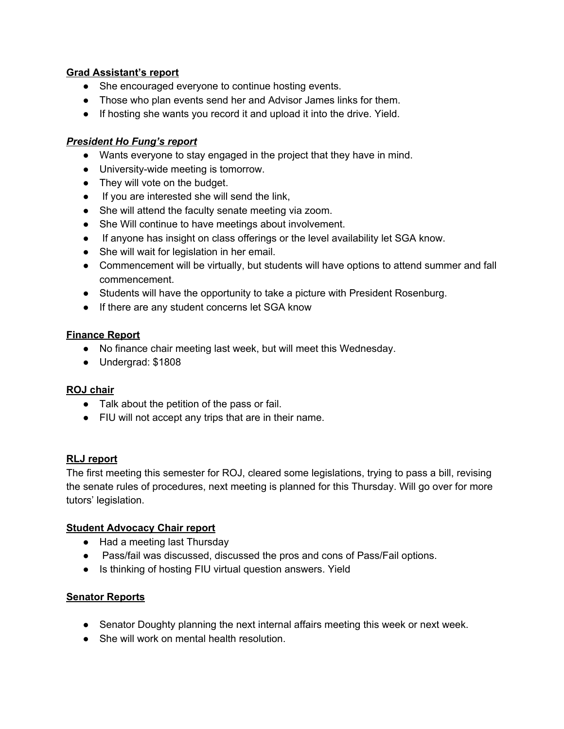**Grad Assistant's report**

- She encouraged everyone to continue hosting events.
- Those who plan events send her and Advisor James links for them.
- If hosting she wants you record it and upload it into the drive. Yield.

***President Ho Fung's report***

- Wants everyone to stay engaged in the project that they have in mind.
- University-wide meeting is tomorrow.
- They will vote on the budget.
- If you are interested she will send the link,
- She will attend the faculty senate meeting via zoom.
- She Will continue to have meetings about involvement.
- If anyone has insight on class offerings or the level availability let SGA know.
- She will wait for legislation in her email.
- Commencement will be virtually, but students will have options to attend summer and fall commencement.
- Students will have the opportunity to take a picture with President Rosenburg.
- If there are any student concerns let SGA know

**Finance Report**

- No finance chair meeting last week, but will meet this Wednesday.
- Undergrad: $1808

**ROJ chair**

- Talk about the petition of the pass or fail.
- FIU will not accept any trips that are in their name.

**RLJ report**

The first meeting this semester for ROJ, cleared some legislations, trying to pass a bill, revising the senate rules of procedures, next meeting is planned for this Thursday. Will go over for more tutors' legislation.

**Student Advocacy Chair report**

- Had a meeting last Thursday
- Pass/fail was discussed, discussed the pros and cons of Pass/Fail options.
- Is thinking of hosting FIU virtual question answers. Yield

**Senator Reports**

- Senator Doughty planning the next internal affairs meeting this week or next week.
- She will work on mental health resolution.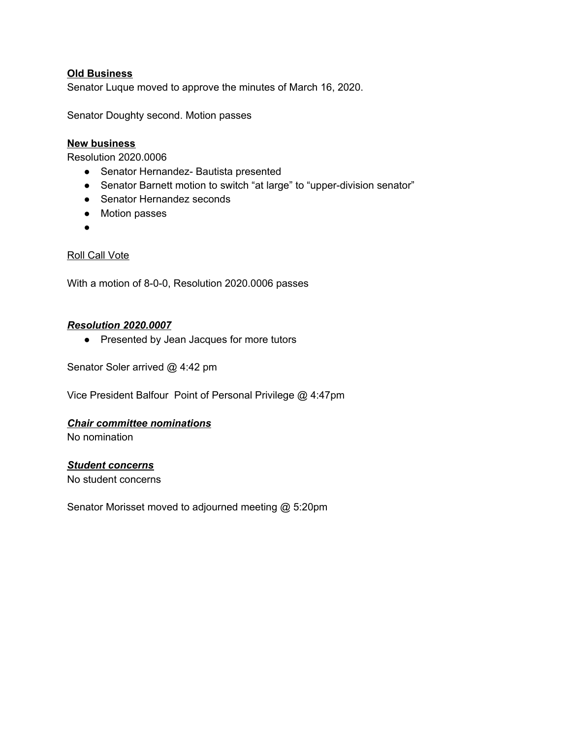**Old Business**

Senator Luque moved to approve the minutes of March 16, 2020.

Senator Doughty second. Motion passes

**New business**

Resolution 2020.0006

- Senator Hernandez- Bautista presented
- Senator Barnett motion to switch "at large" to "upper-division senator"
- Senator Hernandez seconds
- Motion passes
- 

Roll Call Vote

With a motion of 8-0-0, Resolution 2020.0006 passes

***Resolution 2020.0007***

- Presented by Jean Jacques for more tutors

Senator Soler arrived @ 4:42 pm

Vice President Balfour  Point of Personal Privilege @ 4:47pm

***Chair committee nominations***

No nomination

***Student concerns***

No student concerns

Senator Morisset moved to adjourned meeting @ 5:20pm